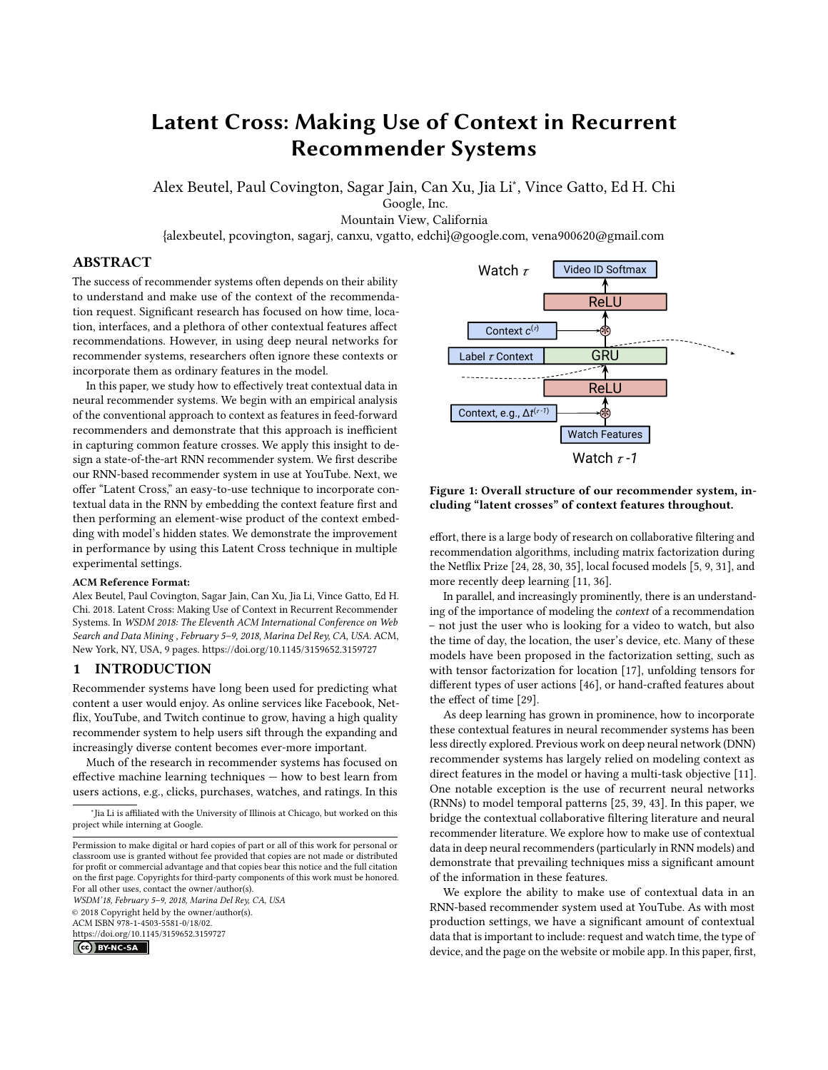# Latent Cross: Making Use of Context in Recurrent Recommender Systems

Alex Beutel, Paul Covington, Sagar Jain, Can Xu, Jia Li*, Vince Gatto, Ed H. Chi

Google, Inc.

Mountain View, California

{alexbeutel, pcovington, sagarj, canxu, vgatto, edchi}@google.com, vena900620@gmail.com

## ABSTRACT

The success of recommender systems often depends on their ability to understand and make use of the context of the recommendation request. Significant research has focused on how time, location, interfaces, and a plethora of other contextual features affect recommendations. However, in using deep neural networks for recommender systems, researchers often ignore these contexts or incorporate them as ordinary features in the model.

In this paper, we study how to effectively treat contextual data in neural recommender systems. We begin with an empirical analysis of the conventional approach to context as features in feed-forward recommenders and demonstrate that this approach is inefficient in capturing common feature crosses. We apply this insight to design a state-of-the-art RNN recommender system. We first describe our RNN-based recommender system in use at YouTube. Next, we offer "Latent Cross," an easy-to-use technique to incorporate contextual data in the RNN by embedding the context feature first and then performing an element-wise product of the context embedding with model's hidden states. We demonstrate the improvement in performance by using this Latent Cross technique in multiple experimental settings.

**ACM Reference Format:**

Alex Beutel, Paul Covington, Sagar Jain, Can Xu, Jia Li, Vince Gatto, Ed H. Chi. 2018. Latent Cross: Making Use of Context in Recurrent Recommender Systems. In *WSDM 2018: The Eleventh ACM International Conference on Web Search and Data Mining , February 5–9, 2018, Marina Del Rey, CA, USA.* ACM, New York, NY, USA, 9 pages. https://doi.org/10.1145/3159652.3159727

## 1 INTRODUCTION

Recommender systems have long been used for predicting what content a user would enjoy. As online services like Facebook, Netflix, YouTube, and Twitch continue to grow, having a high quality recommender system to help users sift through the expanding and increasingly diverse content becomes ever-more important.

Much of the research in recommender systems has focused on effective machine learning techniques — how to best learn from users actions, e.g., clicks, purchases, watches, and ratings. In this effort, there is a large body of research on collaborative filtering and recommendation algorithms, including matrix factorization during the Netflix Prize [24, 28, 30, 35], local focused models [5, 9, 31], and more recently deep learning [11, 36].

In parallel, and increasingly prominently, there is an understanding of the importance of modeling the *context* of a recommendation – not just the user who is looking for a video to watch, but also the time of day, the location, the user's device, etc. Many of these models have been proposed in the factorization setting, such as with tensor factorization for location [17], unfolding tensors for different types of user actions [46], or hand-crafted features about the effect of time [29].

As deep learning has grown in prominence, how to incorporate these contextual features in neural recommender systems has been less directly explored. Previous work on deep neural network (DNN) recommender systems has largely relied on modeling context as direct features in the model or having a multi-task objective [11]. One notable exception is the use of recurrent neural networks (RNNs) to model temporal patterns [25, 39, 43]. In this paper, we bridge the contextual collaborative filtering literature and neural recommender literature. We explore how to make use of contextual data in deep neural recommenders (particularly in RNN models) and demonstrate that prevailing techniques miss a significant amount of the information in these features.

We explore the ability to make use of contextual data in an RNN-based recommender system used at YouTube. As with most production settings, we have a significant amount of contextual data that is important to include: request and watch time, the type of device, and the page on the website or mobile app. In this paper, first,

**Figure 1: Overall structure of our recommender system, including "latent crosses" of context features throughout.**

*Jia Li is affiliated with the University of Illinois at Chicago, but worked on this project while interning at Google.

Permission to make digital or hard copies of part or all of this work for personal or classroom use is granted without fee provided that copies are not made or distributed for profit or commercial advantage and that copies bear this notice and the full citation on the first page. Copyrights for third-party components of this work must be honored. For all other uses, contact the owner/author(s).

*WSDM'18, February 5–9, 2018, Marina Del Rey, CA, USA*

© 2018 Copyright held by the owner/author(s).

ACM ISBN 978-1-4503-5581-0/18/02.

https://doi.org/10.1145/3159652.3159727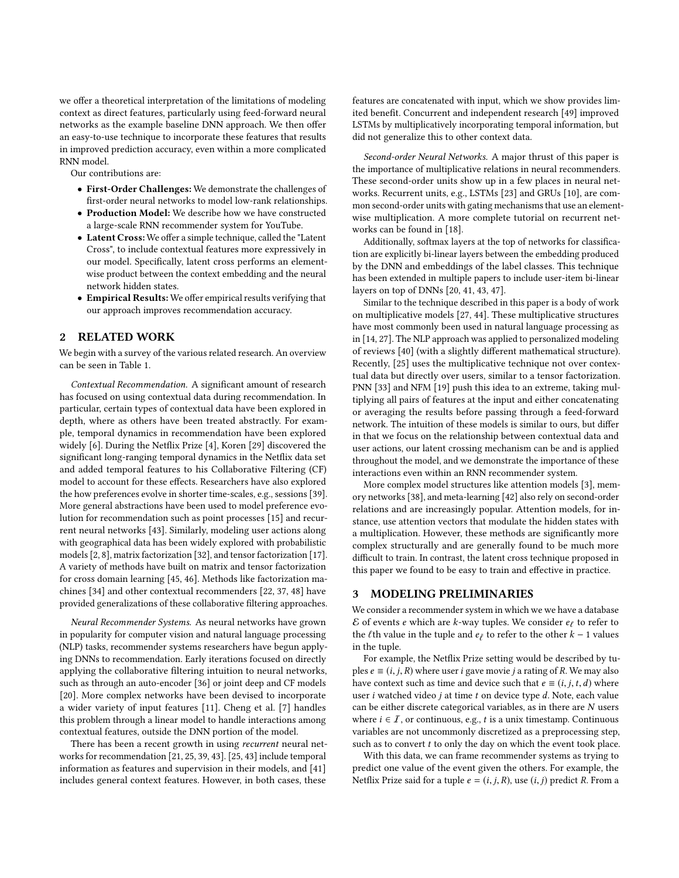we offer a theoretical interpretation of the limitations of modeling context as direct features, particularly using feed-forward neural networks as the example baseline DNN approach. We then offer an easy-to-use technique to incorporate these features that results in improved prediction accuracy, even within a more complicated RNN model.

Our contributions are:

- **First-Order Challenges:** We demonstrate the challenges of first-order neural networks to model low-rank relationships.
- **Production Model:** We describe how we have constructed a large-scale RNN recommender system for YouTube.
- **Latent Cross:** We offer a simple technique, called the "Latent Cross", to include contextual features more expressively in our model. Specifically, latent cross performs an element-wise product between the context embedding and the neural network hidden states.
- **Empirical Results:** We offer empirical results verifying that our approach improves recommendation accuracy.

## 2 RELATED WORK

We begin with a survey of the various related research. An overview can be seen in Table 1.

*Contextual Recommendation.* A significant amount of research has focused on using contextual data during recommendation. In particular, certain types of contextual data have been explored in depth, where as others have been treated abstractly. For example, temporal dynamics in recommendation have been explored widely [6]. During the Netflix Prize [4], Koren [29] discovered the significant long-ranging temporal dynamics in the Netflix data set and added temporal features to his Collaborative Filtering (CF) model to account for these effects. Researchers have also explored the how preferences evolve in shorter time-scales, e.g., sessions [39]. More general abstractions have been used to model preference evolution for recommendation such as point processes [15] and recurrent neural networks [43]. Similarly, modeling user actions along with geographical data has been widely explored with probabilistic models [2, 8], matrix factorization [32], and tensor factorization [17]. A variety of methods have built on matrix and tensor factorization for cross domain learning [45, 46]. Methods like factorization machines [34] and other contextual recommenders [22, 37, 48] have provided generalizations of these collaborative filtering approaches.

*Neural Recommender Systems.* As neural networks have grown in popularity for computer vision and natural language processing (NLP) tasks, recommender systems researchers have begun applying DNNs to recommendation. Early iterations focused on directly applying the collaborative filtering intuition to neural networks, such as through an auto-encoder [36] or joint deep and CF models [20]. More complex networks have been devised to incorporate a wider variety of input features [11]. Cheng et al. [7] handles this problem through a linear model to handle interactions among contextual features, outside the DNN portion of the model.

There has been a recent growth in using *recurrent* neural networks for recommendation [21, 25, 39, 43]. [25, 43] include temporal information as features and supervision in their models, and [41] includes general context features. However, in both cases, these features are concatenated with input, which we show provides limited benefit. Concurrent and independent research [49] improved LSTMs by multiplicatively incorporating temporal information, but did not generalize this to other context data.

*Second-order Neural Networks.* A major thrust of this paper is the importance of multiplicative relations in neural recommenders. These second-order units show up in a few places in neural networks. Recurrent units, e.g., LSTMs [23] and GRUs [10], are common second-order units with gating mechanisms that use an element-wise multiplication. A more complete tutorial on recurrent networks can be found in [18].

Additionally, softmax layers at the top of networks for classification are explicitly bi-linear layers between the embedding produced by the DNN and embeddings of the label classes. This technique has been extended in multiple papers to include user-item bi-linear layers on top of DNNs [20, 41, 43, 47].

Similar to the technique described in this paper is a body of work on multiplicative models [27, 44]. These multiplicative structures have most commonly been used in natural language processing as in [14, 27]. The NLP approach was applied to personalized modeling of reviews [40] (with a slightly different mathematical structure). Recently, [25] uses the multiplicative technique not over contextual data but directly over users, similar to a tensor factorization. PNN [33] and NFM [19] push this idea to an extreme, taking multiplying all pairs of features at the input and either concatenating or averaging the results before passing through a feed-forward network. The intuition of these models is similar to ours, but differ in that we focus on the relationship between contextual data and user actions, our latent crossing mechanism can be and is applied throughout the model, and we demonstrate the importance of these interactions even within an RNN recommender system.

More complex model structures like attention models [3], memory networks [38], and meta-learning [42] also rely on second-order relations and are increasingly popular. Attention models, for instance, use attention vectors that modulate the hidden states with a multiplication. However, these methods are significantly more complex structurally and are generally found to be much more difficult to train. In contrast, the latent cross technique proposed in this paper we found to be easy to train and effective in practice.

## 3 MODELING PRELIMINARIES

We consider a recommender system in which we we have a database $\mathcal{E}$ of events $e$ which are $k$-way tuples. We consider $e_\ell$ to refer to the $\ell$th value in the tuple and $e_{\bar{\ell}}$ to refer to the other $k-1$ values in the tuple.

For example, the Netflix Prize setting would be described by tuples $e \equiv (i, j, R)$ where user $i$ gave movie $j$ a rating of $R$. We may also have context such as time and device such that $e \equiv (i, j, t, d)$ where user $i$ watched video $j$ at time $t$ on device type $d$. Note, each value can be either discrete categorical variables, as in there are $N$ users where $i \in \mathcal{I}$, or continuous, e.g., $t$ is a unix timestamp. Continuous variables are not uncommonly discretized as a preprocessing step, such as to convert $t$ to only the day on which the event took place.

With this data, we can frame recommender systems as trying to predict one value of the event given the others. For example, the Netflix Prize said for a tuple $e = (i, j, R)$, use $(i, j)$ predict $R$. From a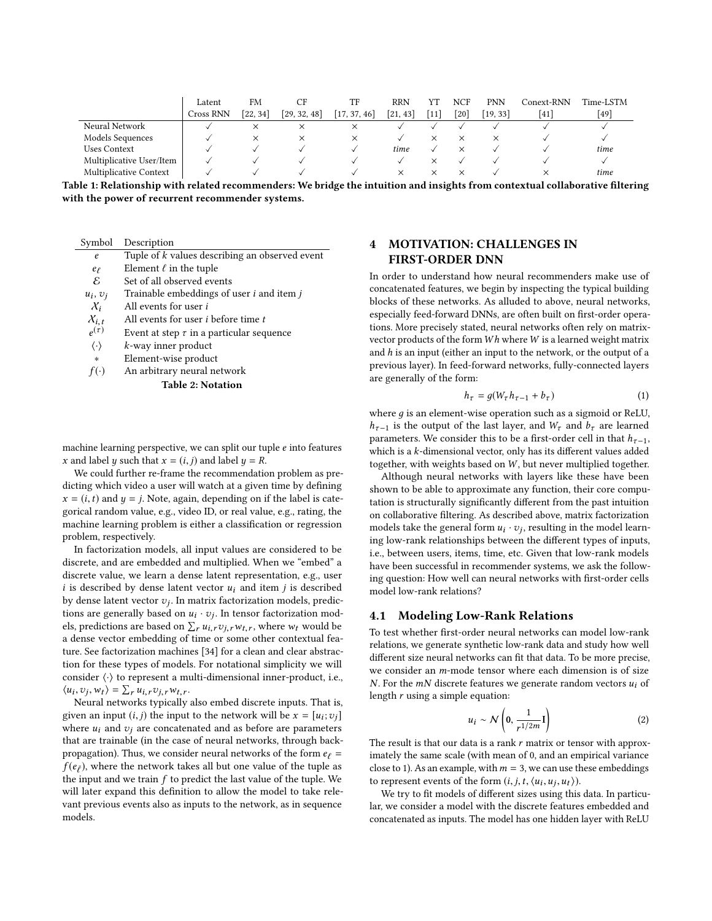| | Latent Cross RNN | FM [22, 34] | CF [29, 32, 48] | TF [17, 37, 46] | RRN [21, 43] | YT [11] | NCF [20] | PNN [19, 33] | Conext-RNN [41] | Time-LSTM [49] |
|---|---|---|---|---|---|---|---|---|---|---|
| Neural Network | ✓ | × | × | × | ✓ | ✓ | ✓ | ✓ | ✓ | ✓ |
| Models Sequences | ✓ | × | × | × | ✓ | × | × | × | ✓ | ✓ |
| Uses Context | ✓ | ✓ | ✓ | ✓ | *time* | ✓ | × | ✓ | ✓ | *time* |
| Multiplicative User/Item | ✓ | ✓ | ✓ | ✓ | ✓ | × | ✓ | ✓ | ✓ | ✓ |
| Multiplicative Context | ✓ | ✓ | ✓ | ✓ | × | × | × | ✓ | × | *time* |

**Table 1: Relationship with related recommenders: We bridge the intuition and insights from contextual collaborative filtering with the power of recurrent recommender systems.**

| Symbol | Description |
|---|---|
| $e$ | Tuple of $k$ values describing an observed event |
| $e_\ell$ | Element $\ell$ in the tuple |
| $\mathcal{E}$ | Set of all observed events |
| $u_i, v_j$ | Trainable embeddings of user $i$ and item $j$ |
| $\mathcal{X}_i$ | All events for user $i$ |
| $\mathcal{X}_{i,t}$ | All events for user $i$ before time $t$ |
| $e^{(\tau)}$ | Event at step $\tau$ in a particular sequence |
| $\langle \cdot \rangle$ | $k$-way inner product |
| $*$ | Element-wise product |
| $f(\cdot)$ | An arbitrary neural network |

**Table 2: Notation**

machine learning perspective, we can split our tuple $e$ into features $x$ and label $y$ such that $x = (i, j)$ and label $y = R$.

We could further re-frame the recommendation problem as predicting which video a user will watch at a given time by defining $x = (i, t)$ and $y = j$. Note, again, depending on if the label is categorical random value, e.g., video ID, or real value, e.g., rating, the machine learning problem is either a classification or regression problem, respectively.

In factorization models, all input values are considered to be discrete, and are embedded and multiplied. When we "embed" a discrete value, we learn a dense latent representation, e.g., user $i$ is described by dense latent vector $u_i$ and item $j$ is described by dense latent vector $v_j$. In matrix factorization models, predictions are generally based on $u_i \cdot v_j$. In tensor factorization models, predictions are based on $\sum_r u_{i,r} v_{j,r} w_{t,r}$, where $w_t$ would be a dense vector embedding of time or some other contextual feature. See factorization machines [34] for a clean and clear abstraction for these types of models. For notational simplicity we will consider $\langle \cdot \rangle$ to represent a multi-dimensional inner-product, i.e., $\langle u_i, v_j, w_t \rangle = \sum_r u_{i,r} v_{j,r} w_{t,r}$.

Neural networks typically also embed discrete inputs. That is, given an input $(i, j)$ the input to the network will be $x = [u_i; v_j]$ where $u_i$ and $v_j$ are concatenated and as before are parameters that are trainable (in the case of neural networks, through backpropagation). Thus, we consider neural networks of the form $e_\ell = f(e_{\bar{\ell}})$, where the network takes all but one value of the tuple as the input and we train $f$ to predict the last value of the tuple. We will later expand this definition to allow the model to take relevant previous events also as inputs to the network, as in sequence models.

## 4 MOTIVATION: CHALLENGES IN FIRST-ORDER DNN

In order to understand how neural recommenders make use of concatenated features, we begin by inspecting the typical building blocks of these networks. As alluded to above, neural networks, especially feed-forward DNNs, are often built on first-order operations. More precisely stated, neural networks often rely on matrix-vector products of the form $Wh$ where $W$ is a learned weight matrix and $h$ is an input (either an input to the network, or the output of a previous layer). In feed-forward networks, fully-connected layers are generally of the form:

$$h_\tau = g(W_\tau h_{\tau-1} + b_\tau) \tag{1}$$

where $g$ is an element-wise operation such as a sigmoid or ReLU, $h_{\tau-1}$ is the output of the last layer, and $W_\tau$ and $b_\tau$ are learned parameters. We consider this to be a first-order cell in that $h_{\tau-1}$, which is a $k$-dimensional vector, only has its different values added together, with weights based on $W$, but never multiplied together.

Although neural networks with layers like these have been shown to be able to approximate any function, their core computation is structurally significantly different from the past intuition on collaborative filtering. As described above, matrix factorization models take the general form $u_i \cdot v_j$, resulting in the model learning low-rank relationships between the different types of inputs, i.e., between users, items, time, etc. Given that low-rank models have been successful in recommender systems, we ask the following question: How well can neural networks with first-order cells model low-rank relations?

### 4.1 Modeling Low-Rank Relations

To test whether first-order neural networks can model low-rank relations, we generate synthetic low-rank data and study how well different size neural networks can fit that data. To be more precise, we consider an $m$-mode tensor where each dimension is of size $N$. For the $mN$ discrete features we generate random vectors $u_i$ of length $r$ using a simple equation:

$$u_i \sim \mathcal{N}\left(\mathbf{0}, \frac{1}{r^{1/2m}}\mathbf{I}\right) \tag{2}$$

The result is that our data is a rank $r$ matrix or tensor with approximately the same scale (with mean of 0, and an empirical variance close to 1). As an example, with $m = 3$, we can use these embeddings to represent events of the form $(i, j, t, \langle u_i, u_j, u_t \rangle)$.

We try to fit models of different sizes using this data. In particular, we consider a model with the discrete features embedded and concatenated as inputs. The model has one hidden layer with ReLU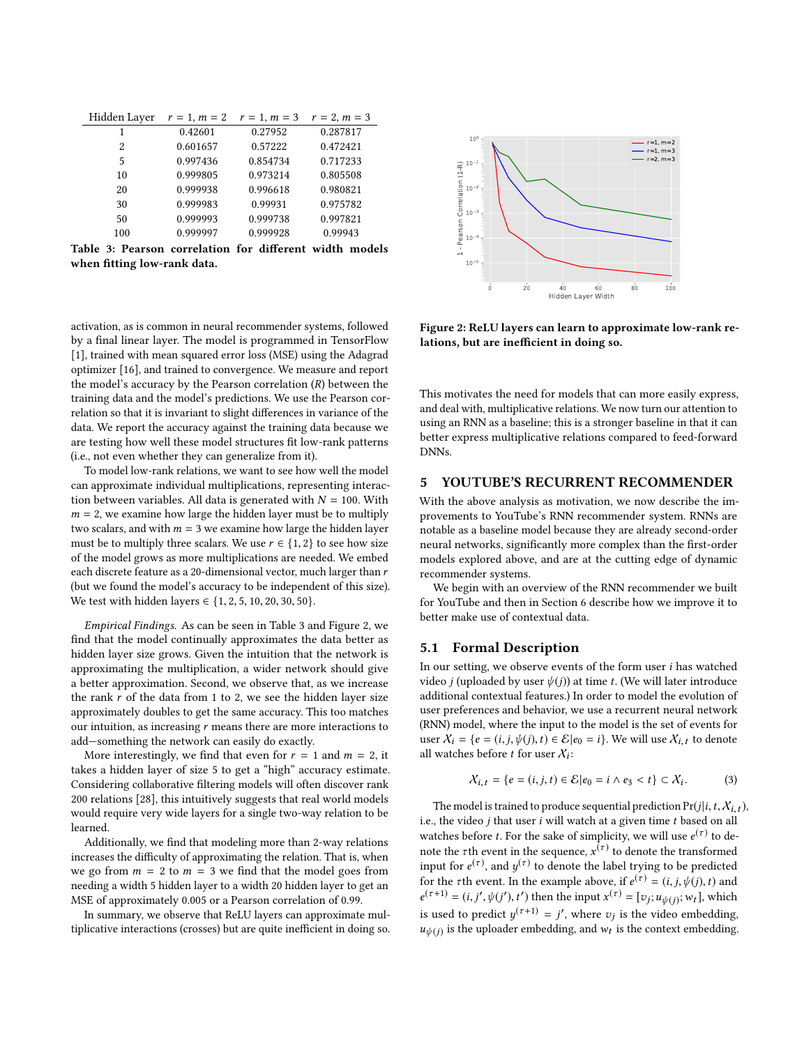| Hidden Layer | $r = 1, m = 2$ | $r = 1, m = 3$ | $r = 2, m = 3$ |
|---|---|---|---|
| 1 | 0.42601 | 0.27952 | 0.287817 |
| 2 | 0.601657 | 0.57222 | 0.472421 |
| 5 | 0.997436 | 0.854734 | 0.717233 |
| 10 | 0.999805 | 0.973214 | 0.805508 |
| 20 | 0.999938 | 0.996618 | 0.980821 |
| 30 | 0.999983 | 0.99931 | 0.975782 |
| 50 | 0.999993 | 0.999738 | 0.997821 |
| 100 | 0.999997 | 0.999928 | 0.99943 |

**Table 3: Pearson correlation for different width models when fitting low-rank data.**

activation, as is common in neural recommender systems, followed by a final linear layer. The model is programmed in TensorFlow [1], trained with mean squared error loss (MSE) using the Adagrad optimizer [16], and trained to convergence. We measure and report the model's accuracy by the Pearson correlation ($R$) between the training data and the model's predictions. We use the Pearson correlation so that it is invariant to slight differences in variance of the data. We report the accuracy against the training data because we are testing how well these model structures fit low-rank patterns (i.e., not even whether they can generalize from it).

To model low-rank relations, we want to see how well the model can approximate individual multiplications, representing interaction between variables. All data is generated with $N = 100$. With $m = 2$, we examine how large the hidden layer must be to multiply two scalars, and with $m = 3$ we examine how large the hidden layer must be to multiply three scalars. We use $r \in \{1, 2\}$ to see how size of the model grows as more multiplications are needed. We embed each discrete feature as a 20-dimensional vector, much larger than $r$ (but we found the model's accuracy to be independent of this size). We test with hidden layers $\in \{1, 2, 5, 10, 20, 30, 50\}$.

*Empirical Findings.* As can be seen in Table 3 and Figure 2, we find that the model continually approximates the data better as hidden layer size grows. Given the intuition that the network is approximating the multiplication, a wider network should give a better approximation. Second, we observe that, as we increase the rank $r$ of the data from 1 to 2, we see the hidden layer size approximately doubles to get the same accuracy. This too matches our intuition, as increasing $r$ means there are more interactions to add—something the network can easily do exactly.

More interestingly, we find that even for $r = 1$ and $m = 2$, it takes a hidden layer of size 5 to get a "high" accuracy estimate. Considering collaborative filtering models will often discover rank 200 relations [28], this intuitively suggests that real world models would require very wide layers for a single two-way relation to be learned.

Additionally, we find that modeling more than 2-way relations increases the difficulty of approximating the relation. That is, when we go from $m = 2$ to $m = 3$ we find that the model goes from needing a width 5 hidden layer to a width 20 hidden layer to get an MSE of approximately 0.005 or a Pearson correlation of 0.99.

In summary, we observe that ReLU layers can approximate multiplicative interactions (crosses) but are quite inefficient in doing so.

**Figure 2: ReLU layers can learn to approximate low-rank relations, but are inefficient in doing so.**

This motivates the need for models that can more easily express, and deal with, multiplicative relations. We now turn our attention to using an RNN as a baseline; this is a stronger baseline in that it can better express multiplicative relations compared to feed-forward DNNs.

## 5 YOUTUBE'S RECURRENT RECOMMENDER

With the above analysis as motivation, we now describe the improvements to YouTube's RNN recommender system. RNNs are notable as a baseline model because they are already second-order neural networks, significantly more complex than the first-order models explored above, and are at the cutting edge of dynamic recommender systems.

We begin with an overview of the RNN recommender we built for YouTube and then in Section 6 describe how we improve it to better make use of contextual data.

### 5.1 Formal Description

In our setting, we observe events of the form user $i$ has watched video $j$ (uploaded by user $\psi(j)$) at time $t$. (We will later introduce additional contextual features.) In order to model the evolution of user preferences and behavior, we use a recurrent neural network (RNN) model, where the input to the model is the set of events for user $\mathcal{X}_i = \{e = (i, j, \psi(j), t) \in \mathcal{E} | e_0 = i\}$. We will use $\mathcal{X}_{i,t}$ to denote all watches before $t$ for user $\mathcal{X}_i$:

$$\mathcal{X}_{i,t} = \{e = (i, j, t) \in \mathcal{E} | e_0 = i \wedge e_3 < t\} \subset \mathcal{X}_i. \tag{3}$$

The model is trained to produce sequential prediction $\Pr(j | i, t, \mathcal{X}_{i,t})$, i.e., the video $j$ that user $i$ will watch at a given time $t$ based on all watches before $t$. For the sake of simplicity, we will use $e^{(\tau)}$ to denote the $\tau$th event in the sequence, $x^{(\tau)}$ to denote the transformed input for $e^{(\tau)}$, and $y^{(\tau)}$ to denote the label trying to be predicted for the $\tau$th event. In the example above, if $e^{(\tau)} = (i, j, \psi(j), t)$ and $e^{(\tau+1)} = (i, j', \psi(j'), t')$ then the input $x^{(\tau)} = [v_j; u_{\psi(j)}; w_t]$, which is used to predict $y^{(\tau+1)} = j'$, where $v_j$ is the video embedding, $u_{\psi(j)}$ is the uploader embedding, and $w_t$ is the context embedding.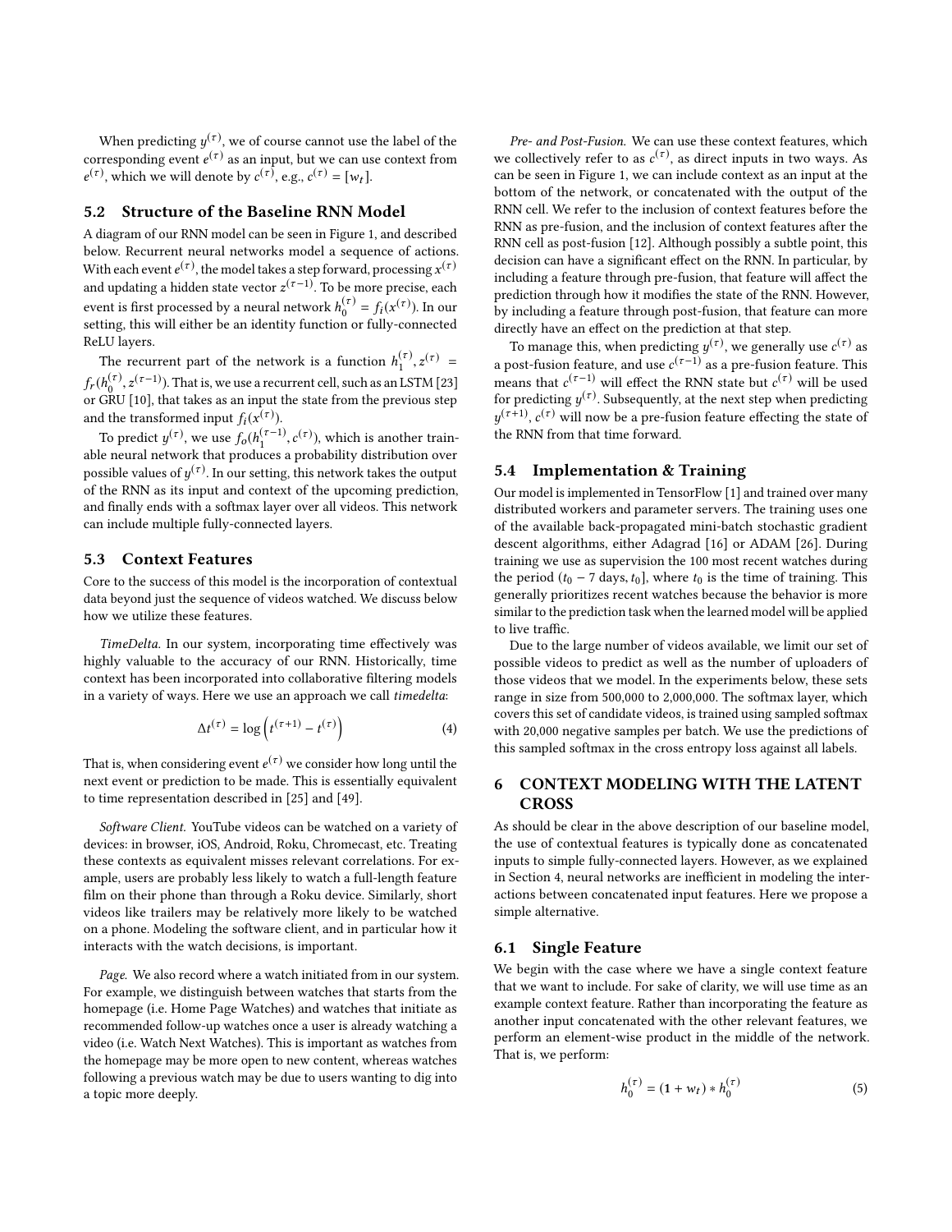When predicting $y^{(\tau)}$, we of course cannot use the label of the corresponding event $e^{(\tau)}$ as an input, but we can use context from $e^{(\tau)}$, which we will denote by $c^{(\tau)}$, e.g., $c^{(\tau)} = [w_t]$.

## 5.2 Structure of the Baseline RNN Model

A diagram of our RNN model can be seen in Figure 1, and described below. Recurrent neural networks model a sequence of actions. With each event $e^{(\tau)}$, the model takes a step forward, processing $x^{(\tau)}$ and updating a hidden state vector $z^{(\tau-1)}$. To be more precise, each event is first processed by a neural network $h_0^{(\tau)} = f_i(x^{(\tau)})$. In our setting, this will either be an identity function or fully-connected ReLU layers.

The recurrent part of the network is a function $h_1^{(\tau)}, z^{(\tau)} = f_r(h_0^{(\tau)}, z^{(\tau-1)})$. That is, we use a recurrent cell, such as an LSTM [23] or GRU [10], that takes as an input the state from the previous step and the transformed input $f_i(x^{(\tau)})$.

To predict $y^{(\tau)}$, we use $f_o(h_1^{(\tau-1)}, c^{(\tau)})$, which is another trainable neural network that produces a probability distribution over possible values of $y^{(\tau)}$. In our setting, this network takes the output of the RNN as its input and context of the upcoming prediction, and finally ends with a softmax layer over all videos. This network can include multiple fully-connected layers.

## 5.3 Context Features

Core to the success of this model is the incorporation of contextual data beyond just the sequence of videos watched. We discuss below how we utilize these features.

*TimeDelta.* In our system, incorporating time effectively was highly valuable to the accuracy of our RNN. Historically, time context has been incorporated into collaborative filtering models in a variety of ways. Here we use an approach we call *timedelta*:

$$\Delta t^{(\tau)} = \log\left(t^{(\tau+1)} - t^{(\tau)}\right) \tag{4}$$

That is, when considering event $e^{(\tau)}$ we consider how long until the next event or prediction to be made. This is essentially equivalent to time representation described in [25] and [49].

*Software Client.* YouTube videos can be watched on a variety of devices: in browser, iOS, Android, Roku, Chromecast, etc. Treating these contexts as equivalent misses relevant correlations. For example, users are probably less likely to watch a full-length feature film on their phone than through a Roku device. Similarly, short videos like trailers may be relatively more likely to be watched on a phone. Modeling the software client, and in particular how it interacts with the watch decisions, is important.

*Page.* We also record where a watch initiated from in our system. For example, we distinguish between watches that starts from the homepage (i.e. Home Page Watches) and watches that initiate as recommended follow-up watches once a user is already watching a video (i.e. Watch Next Watches). This is important as watches from the homepage may be more open to new content, whereas watches following a previous watch may be due to users wanting to dig into a topic more deeply.

*Pre- and Post-Fusion.* We can use these context features, which we collectively refer to as $c^{(\tau)}$, as direct inputs in two ways. As can be seen in Figure 1, we can include context as an input at the bottom of the network, or concatenated with the output of the RNN cell. We refer to the inclusion of context features before the RNN as pre-fusion, and the inclusion of context features after the RNN cell as post-fusion [12]. Although possibly a subtle point, this decision can have a significant effect on the RNN. In particular, by including a feature through pre-fusion, that feature will affect the prediction through how it modifies the state of the RNN. However, by including a feature through post-fusion, that feature can more directly have an effect on the prediction at that step.

To manage this, when predicting $y^{(\tau)}$, we generally use $c^{(\tau)}$ as a post-fusion feature, and use $c^{(\tau-1)}$ as a pre-fusion feature. This means that $c^{(\tau-1)}$ will effect the RNN state but $c^{(\tau)}$ will be used for predicting $y^{(\tau)}$. Subsequently, at the next step when predicting $y^{(\tau+1)}$, $c^{(\tau)}$ will now be a pre-fusion feature effecting the state of the RNN from that time forward.

## 5.4 Implementation & Training

Our model is implemented in TensorFlow [1] and trained over many distributed workers and parameter servers. The training uses one of the available back-propagated mini-batch stochastic gradient descent algorithms, either Adagrad [16] or ADAM [26]. During training we use as supervision the 100 most recent watches during the period $(t_0 - 7 \text{ days}, t_0]$, where $t_0$ is the time of training. This generally prioritizes recent watches because the behavior is more similar to the prediction task when the learned model will be applied to live traffic.

Due to the large number of videos available, we limit our set of possible videos to predict as well as the number of uploaders of those videos that we model. In the experiments below, these sets range in size from 500,000 to 2,000,000. The softmax layer, which covers this set of candidate videos, is trained using sampled softmax with 20,000 negative samples per batch. We use the predictions of this sampled softmax in the cross entropy loss against all labels.

# 6 CONTEXT MODELING WITH THE LATENT CROSS

As should be clear in the above description of our baseline model, the use of contextual features is typically done as concatenated inputs to simple fully-connected layers. However, as we explained in Section 4, neural networks are inefficient in modeling the interactions between concatenated input features. Here we propose a simple alternative.

## 6.1 Single Feature

We begin with the case where we have a single context feature that we want to include. For sake of clarity, we will use time as an example context feature. Rather than incorporating the feature as another input concatenated with the other relevant features, we perform an element-wise product in the middle of the network. That is, we perform:

$$h_0^{(\tau)} = (\mathbf{1} + w_t) * h_0^{(\tau)} \tag{5}$$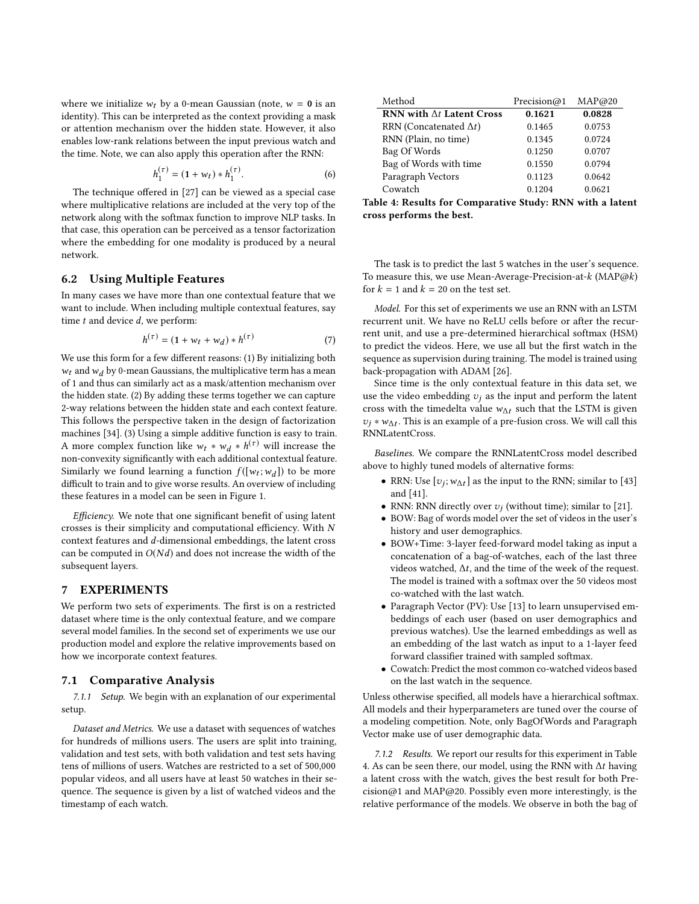where we initialize $w_t$ by a 0-mean Gaussian (note, $w = \mathbf{0}$ is an identity). This can be interpreted as the context providing a mask or attention mechanism over the hidden state. However, it also enables low-rank relations between the input previous watch and the time. Note, we can also apply this operation after the RNN:

$$h_1^{(\tau)} = (\mathbf{1} + w_t) * h_1^{(\tau)}. \tag{6}$$

The technique offered in [27] can be viewed as a special case where multiplicative relations are included at the very top of the network along with the softmax function to improve NLP tasks. In that case, this operation can be perceived as a tensor factorization where the embedding for one modality is produced by a neural network.

## 6.2 Using Multiple Features

In many cases we have more than one contextual feature that we want to include. When including multiple contextual features, say time $t$ and device $d$, we perform:

$$h^{(\tau)} = (\mathbf{1} + w_t + w_d) * h^{(\tau)} \tag{7}$$

We use this form for a few different reasons: (1) By initializing both $w_t$ and $w_d$ by 0-mean Gaussians, the multiplicative term has a mean of 1 and thus can similarly act as a mask/attention mechanism over the hidden state. (2) By adding these terms together we can capture 2-way relations between the hidden state and each context feature. This follows the perspective taken in the design of factorization machines [34]. (3) Using a simple additive function is easy to train. A more complex function like $w_t * w_d * h^{(\tau)}$ will increase the non-convexity significantly with each additional contextual feature. Similarly we found learning a function $f([w_t; w_d])$ to be more difficult to train and to give worse results. An overview of including these features in a model can be seen in Figure 1.

*Efficiency.* We note that one significant benefit of using latent crosses is their simplicity and computational efficiency. With $N$ context features and $d$-dimensional embeddings, the latent cross can be computed in $O(Nd)$ and does not increase the width of the subsequent layers.

# 7 EXPERIMENTS

We perform two sets of experiments. The first is on a restricted dataset where time is the only contextual feature, and we compare several model families. In the second set of experiments we use our production model and explore the relative improvements based on how we incorporate context features.

## 7.1 Comparative Analysis

*7.1.1 Setup.* We begin with an explanation of our experimental setup.

*Dataset and Metrics.* We use a dataset with sequences of watches for hundreds of millions users. The users are split into training, validation and test sets, with both validation and test sets having tens of millions of users. Watches are restricted to a set of 500,000 popular videos, and all users have at least 50 watches in their sequence. The sequence is given by a list of watched videos and the timestamp of each watch.

| Method | Precision@1 | MAP@20 |
|---|---|---|
| **RNN with $\Delta t$ Latent Cross** | **0.1621** | **0.0828** |
| RRN (Concatenated $\Delta t$) | 0.1465 | 0.0753 |
| RNN (Plain, no time) | 0.1345 | 0.0724 |
| Bag Of Words | 0.1250 | 0.0707 |
| Bag of Words with time | 0.1550 | 0.0794 |
| Paragraph Vectors | 0.1123 | 0.0642 |
| Cowatch | 0.1204 | 0.0621 |

**Table 4: Results for Comparative Study: RNN with a latent cross performs the best.**

The task is to predict the last 5 watches in the user's sequence. To measure this, we use Mean-Average-Precision-at-$k$ (MAP@$k$) for $k = 1$ and $k = 20$ on the test set.

*Model.* For this set of experiments we use an RNN with an LSTM recurrent unit. We have no ReLU cells before or after the recurrent unit, and use a pre-determined hierarchical softmax (HSM) to predict the videos. Here, we use all but the first watch in the sequence as supervision during training. The model is trained using back-propagation with ADAM [26].

Since time is the only contextual feature in this data set, we use the video embedding $v_j$ as the input and perform the latent cross with the timedelta value $w_{\Delta t}$ such that the LSTM is given $v_j * w_{\Delta t}$. This is an example of a pre-fusion cross. We will call this RNNLatentCross.

*Baselines.* We compare the RNNLatentCross model described above to highly tuned models of alternative forms:

- RRN: Use $[v_j; w_{\Delta t}]$ as the input to the RNN; similar to [43] and [41].
- RNN: RNN directly over $v_j$ (without time); similar to [21].
- BOW: Bag of words model over the set of videos in the user's history and user demographics.
- BOW+Time: 3-layer feed-forward model taking as input a concatenation of a bag-of-watches, each of the last three videos watched, $\Delta t$, and the time of the week of the request. The model is trained with a softmax over the 50 videos most co-watched with the last watch.
- Paragraph Vector (PV): Use [13] to learn unsupervised embeddings of each user (based on user demographics and previous watches). Use the learned embeddings as well as an embedding of the last watch as input to a 1-layer feed forward classifier trained with sampled softmax.
- Cowatch: Predict the most common co-watched videos based on the last watch in the sequence.

Unless otherwise specified, all models have a hierarchical softmax. All models and their hyperparameters are tuned over the course of a modeling competition. Note, only BagOfWords and Paragraph Vector make use of user demographic data.

*7.1.2 Results.* We report our results for this experiment in Table 4. As can be seen there, our model, using the RNN with $\Delta t$ having a latent cross with the watch, gives the best result for both Precision@1 and MAP@20. Possibly even more interestingly, is the relative performance of the models. We observe in both the bag of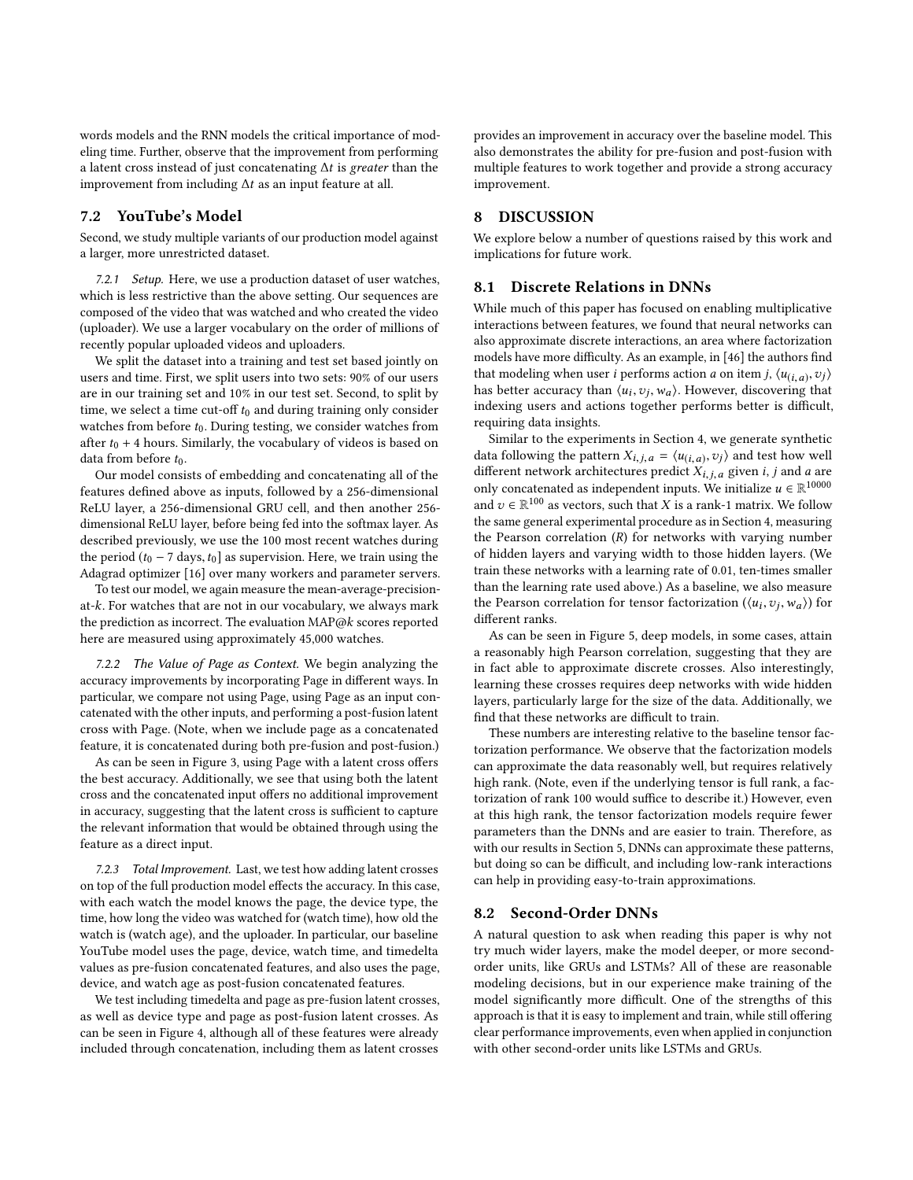words models and the RNN models the critical importance of modeling time. Further, observe that the improvement from performing a latent cross instead of just concatenating $\Delta t$ is *greater* than the improvement from including $\Delta t$ as an input feature at all.

## 7.2 YouTube's Model

Second, we study multiple variants of our production model against a larger, more unrestricted dataset.

*7.2.1 Setup.* Here, we use a production dataset of user watches, which is less restrictive than the above setting. Our sequences are composed of the video that was watched and who created the video (uploader). We use a larger vocabulary on the order of millions of recently popular uploaded videos and uploaders.

We split the dataset into a training and test set based jointly on users and time. First, we split users into two sets: 90% of our users are in our training set and 10% in our test set. Second, to split by time, we select a time cut-off $t_0$ and during training only consider watches from before $t_0$. During testing, we consider watches from after $t_0 + 4$ hours. Similarly, the vocabulary of videos is based on data from before $t_0$.

Our model consists of embedding and concatenating all of the features defined above as inputs, followed by a 256-dimensional ReLU layer, a 256-dimensional GRU cell, and then another 256-dimensional ReLU layer, before being fed into the softmax layer. As described previously, we use the 100 most recent watches during the period $(t_0 - 7 \text{ days}, t_0]$ as supervision. Here, we train using the Adagrad optimizer [16] over many workers and parameter servers.

To test our model, we again measure the mean-average-precision-at-$k$. For watches that are not in our vocabulary, we always mark the prediction as incorrect. The evaluation MAP@$k$ scores reported here are measured using approximately 45,000 watches.

*7.2.2 The Value of Page as Context.* We begin analyzing the accuracy improvements by incorporating Page in different ways. In particular, we compare not using Page, using Page as an input concatenated with the other inputs, and performing a post-fusion latent cross with Page. (Note, when we include page as a concatenated feature, it is concatenated during both pre-fusion and post-fusion.)

As can be seen in Figure 3, using Page with a latent cross offers the best accuracy. Additionally, we see that using both the latent cross and the concatenated input offers no additional improvement in accuracy, suggesting that the latent cross is sufficient to capture the relevant information that would be obtained through using the feature as a direct input.

*7.2.3 Total Improvement.* Last, we test how adding latent crosses on top of the full production model effects the accuracy. In this case, with each watch the model knows the page, the device type, the time, how long the video was watched for (watch time), how old the watch is (watch age), and the uploader. In particular, our baseline YouTube model uses the page, device, watch time, and timedelta values as pre-fusion concatenated features, and also uses the page, device, and watch age as post-fusion concatenated features.

We test including timedelta and page as pre-fusion latent crosses, as well as device type and page as post-fusion latent crosses. As can be seen in Figure 4, although all of these features were already included through concatenation, including them as latent crosses provides an improvement in accuracy over the baseline model. This also demonstrates the ability for pre-fusion and post-fusion with multiple features to work together and provide a strong accuracy improvement.

# 8 DISCUSSION

We explore below a number of questions raised by this work and implications for future work.

## 8.1 Discrete Relations in DNNs

While much of this paper has focused on enabling multiplicative interactions between features, we found that neural networks can also approximate discrete interactions, an area where factorization models have more difficulty. As an example, in [46] the authors find that modeling when user $i$ performs action $a$ on item $j$, $\langle u_{(i,a)}, v_j \rangle$ has better accuracy than $\langle u_i, v_j, w_a \rangle$. However, discovering that indexing users and actions together performs better is difficult, requiring data insights.

Similar to the experiments in Section 4, we generate synthetic data following the pattern $X_{i,j,a} = \langle u_{(i,a)}, v_j \rangle$ and test how well different network architectures predict $X_{i,j,a}$ given $i$, $j$ and $a$ are only concatenated as independent inputs. We initialize $u \in \mathbb{R}^{10000}$ and $v \in \mathbb{R}^{100}$ as vectors, such that $X$ is a rank-1 matrix. We follow the same general experimental procedure as in Section 4, measuring the Pearson correlation ($R$) for networks with varying number of hidden layers and varying width to those hidden layers. (We train these networks with a learning rate of 0.01, ten-times smaller than the learning rate used above.) As a baseline, we also measure the Pearson correlation for tensor factorization ($\langle u_i, v_j, w_a \rangle$) for different ranks.

As can be seen in Figure 5, deep models, in some cases, attain a reasonably high Pearson correlation, suggesting that they are in fact able to approximate discrete crosses. Also interestingly, learning these crosses requires deep networks with wide hidden layers, particularly large for the size of the data. Additionally, we find that these networks are difficult to train.

These numbers are interesting relative to the baseline tensor factorization performance. We observe that the factorization models can approximate the data reasonably well, but requires relatively high rank. (Note, even if the underlying tensor is full rank, a factorization of rank 100 would suffice to describe it.) However, even at this high rank, the tensor factorization models require fewer parameters than the DNNs and are easier to train. Therefore, as with our results in Section 5, DNNs can approximate these patterns, but doing so can be difficult, and including low-rank interactions can help in providing easy-to-train approximations.

## 8.2 Second-Order DNNs

A natural question to ask when reading this paper is why not try much wider layers, make the model deeper, or more second-order units, like GRUs and LSTMs? All of these are reasonable modeling decisions, but in our experience make training of the model significantly more difficult. One of the strengths of this approach is that it is easy to implement and train, while still offering clear performance improvements, even when applied in conjunction with other second-order units like LSTMs and GRUs.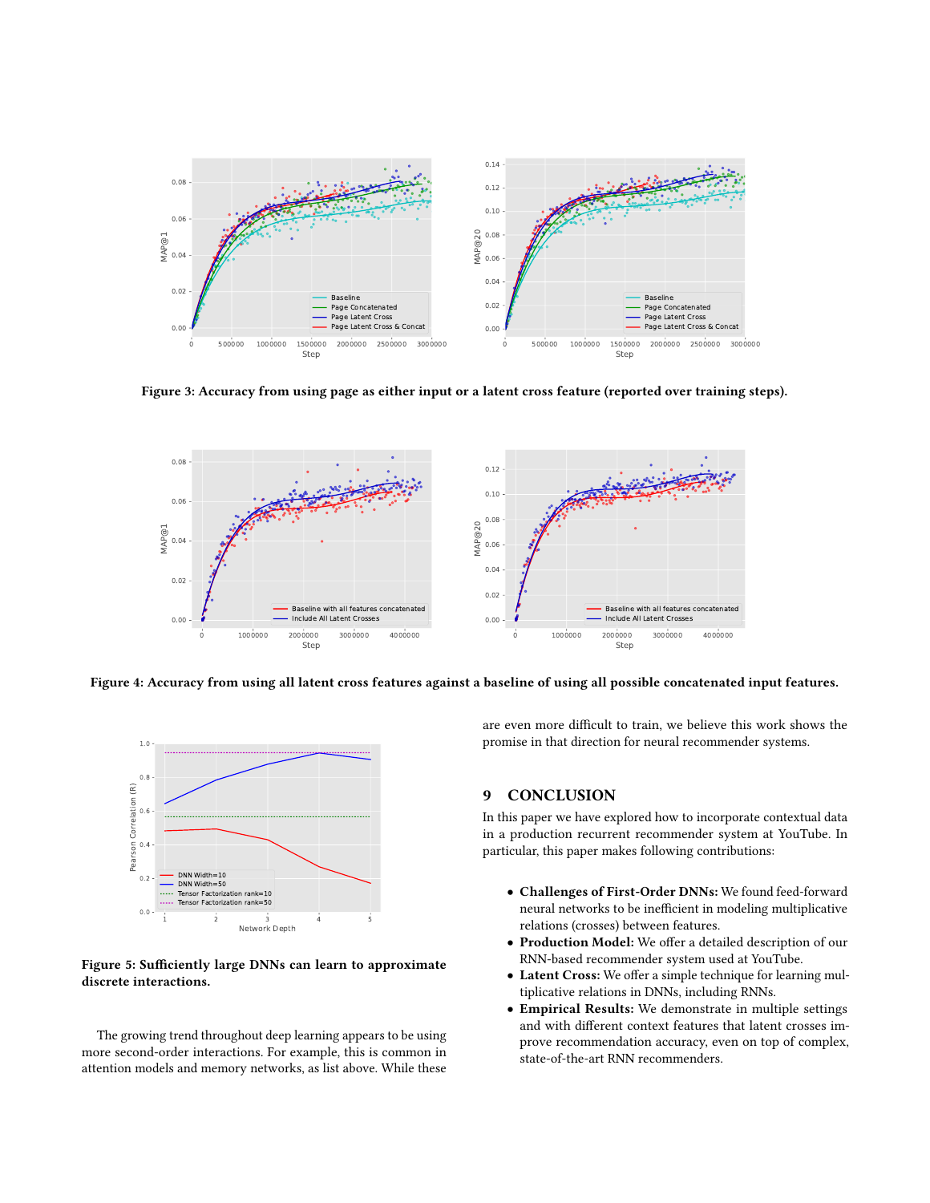Figure 3: Accuracy from using page as either input or a latent cross feature (reported over training steps).

Figure 4: Accuracy from using all latent cross features against a baseline of using all possible concatenated input features.

Figure 5: Sufficiently large DNNs can learn to approximate discrete interactions.

The growing trend throughout deep learning appears to be using more second-order interactions. For example, this is common in attention models and memory networks, as list above. While these are even more difficult to train, we believe this work shows the promise in that direction for neural recommender systems.

## 9 CONCLUSION

In this paper we have explored how to incorporate contextual data in a production recurrent recommender system at YouTube. In particular, this paper makes following contributions:

- **Challenges of First-Order DNNs:** We found feed-forward neural networks to be inefficient in modeling multiplicative relations (crosses) between features.
- **Production Model:** We offer a detailed description of our RNN-based recommender system used at YouTube.
- **Latent Cross:** We offer a simple technique for learning multiplicative relations in DNNs, including RNNs.
- **Empirical Results:** We demonstrate in multiple settings and with different context features that latent crosses improve recommendation accuracy, even on top of complex, state-of-the-art RNN recommenders.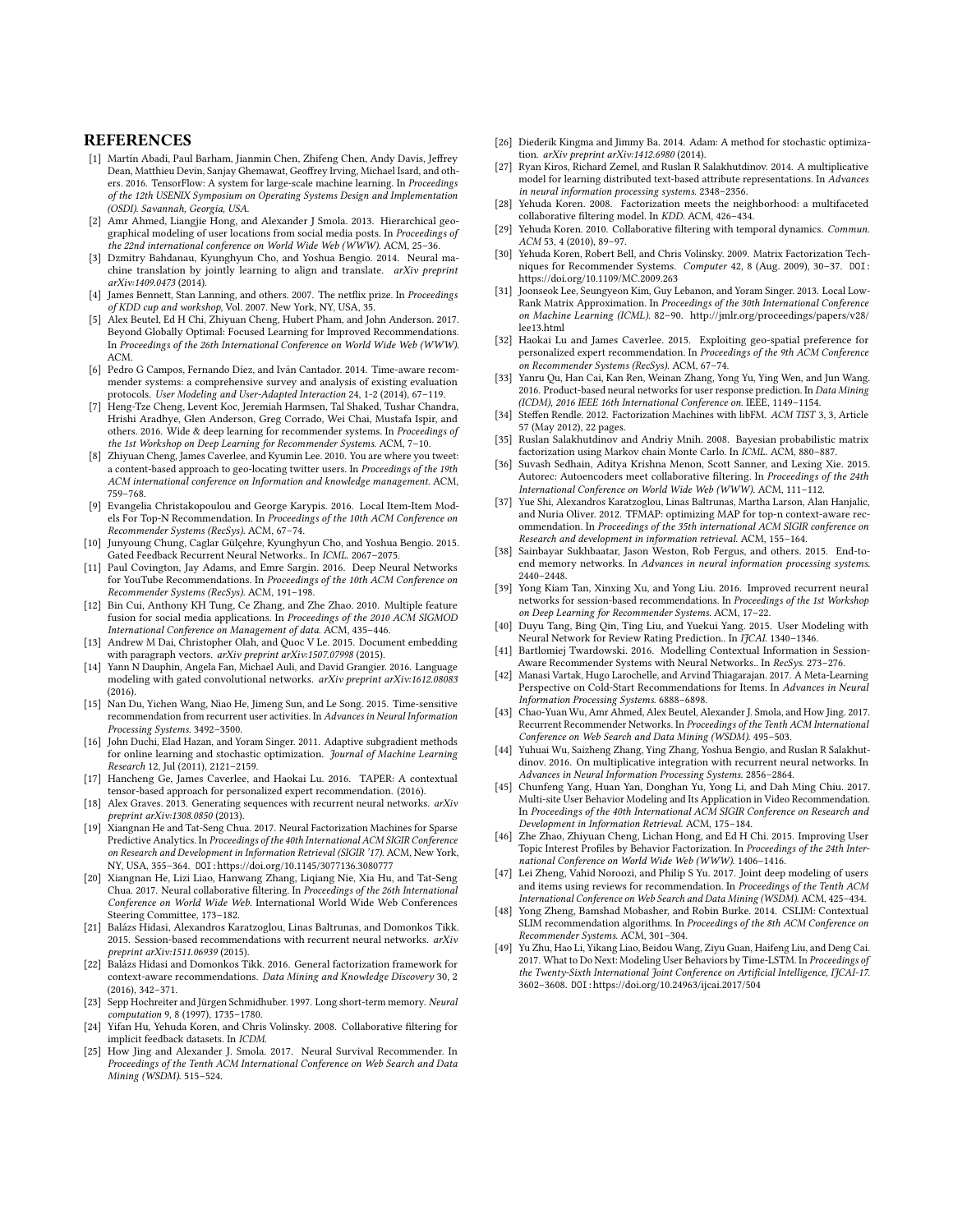## REFERENCES

- [1] Martín Abadi, Paul Barham, Jianmin Chen, Zhifeng Chen, Andy Davis, Jeffrey Dean, Matthieu Devin, Sanjay Ghemawat, Geoffrey Irving, Michael Isard, and others. 2016. TensorFlow: A system for large-scale machine learning. In *Proceedings of the 12th USENIX Symposium on Operating Systems Design and Implementation (OSDI). Savannah, Georgia, USA*.
- [2] Amr Ahmed, Liangjie Hong, and Alexander J Smola. 2013. Hierarchical geographical modeling of user locations from social media posts. In *Proceedings of the 22nd international conference on World Wide Web (WWW)*. ACM, 25–36.
- [3] Dzmitry Bahdanau, Kyunghyun Cho, and Yoshua Bengio. 2014. Neural machine translation by jointly learning to align and translate. *arXiv preprint arXiv:1409.0473* (2014).
- [4] James Bennett, Stan Lanning, and others. 2007. The netflix prize. In *Proceedings of KDD cup and workshop*, Vol. 2007. New York, NY, USA, 35.
- [5] Alex Beutel, Ed H Chi, Zhiyuan Cheng, Hubert Pham, and John Anderson. 2017. Beyond Globally Optimal: Focused Learning for Improved Recommendations. In *Proceedings of the 26th International Conference on World Wide Web (WWW)*. ACM.
- [6] Pedro G Campos, Fernando Díez, and Iván Cantador. 2014. Time-aware recommender systems: a comprehensive survey and analysis of existing evaluation protocols. *User Modeling and User-Adapted Interaction* 24, 1-2 (2014), 67–119.
- [7] Heng-Tze Cheng, Levent Koc, Jeremiah Harmsen, Tal Shaked, Tushar Chandra, Hrishi Aradhye, Glen Anderson, Greg Corrado, Wei Chai, Mustafa Ispir, and others. 2016. Wide & deep learning for recommender systems. In *Proceedings of the 1st Workshop on Deep Learning for Recommender Systems*. ACM, 7–10.
- [8] Zhiyuan Cheng, James Caverlee, and Kyumin Lee. 2010. You are where you tweet: a content-based approach to geo-locating twitter users. In *Proceedings of the 19th ACM international conference on Information and knowledge management*. ACM, 759–768.
- [9] Evangelia Christakopoulou and George Karypis. 2016. Local Item-Item Models For Top-N Recommendation. In *Proceedings of the 10th ACM Conference on Recommender Systems (RecSys)*. ACM, 67–74.
- [10] Junyoung Chung, Caglar Gülçehre, Kyunghyun Cho, and Yoshua Bengio. 2015. Gated Feedback Recurrent Neural Networks.. In *ICML*. 2067–2075.
- [11] Paul Covington, Jay Adams, and Emre Sargin. 2016. Deep Neural Networks for YouTube Recommendations. In *Proceedings of the 10th ACM Conference on Recommender Systems (RecSys)*. ACM, 191–198.
- [12] Bin Cui, Anthony KH Tung, Ce Zhang, and Zhe Zhao. 2010. Multiple feature fusion for social media applications. In *Proceedings of the 2010 ACM SIGMOD International Conference on Management of data*. ACM, 435–446.
- [13] Andrew M Dai, Christopher Olah, and Quoc V Le. 2015. Document embedding with paragraph vectors. *arXiv preprint arXiv:1507.07998* (2015).
- [14] Yann N Dauphin, Angela Fan, Michael Auli, and David Grangier. 2016. Language modeling with gated convolutional networks. *arXiv preprint arXiv:1612.08083* (2016).
- [15] Nan Du, Yichen Wang, Niao He, Jimeng Sun, and Le Song. 2015. Time-sensitive recommendation from recurrent user activities. In *Advances in Neural Information Processing Systems*. 3492–3500.
- [16] John Duchi, Elad Hazan, and Yoram Singer. 2011. Adaptive subgradient methods for online learning and stochastic optimization. *Journal of Machine Learning Research* 12, Jul (2011), 2121–2159.
- [17] Hancheng Ge, James Caverlee, and Haokai Lu. 2016. TAPER: A contextual tensor-based approach for personalized expert recommendation. (2016).
- [18] Alex Graves. 2013. Generating sequences with recurrent neural networks. *arXiv preprint arXiv:1308.0850* (2013).
- [19] Xiangnan He and Tat-Seng Chua. 2017. Neural Factorization Machines for Sparse Predictive Analytics. In *Proceedings of the 40th International ACM SIGIR Conference on Research and Development in Information Retrieval (SIGIR '17)*. ACM, New York, NY, USA, 355–364. DOI: https://doi.org/10.1145/3077136.3080777
- [20] Xiangnan He, Lizi Liao, Hanwang Zhang, Liqiang Nie, Xia Hu, and Tat-Seng Chua. 2017. Neural collaborative filtering. In *Proceedings of the 26th International Conference on World Wide Web*. International World Wide Web Conferences Steering Committee, 173–182.
- [21] Balázs Hidasi, Alexandros Karatzoglou, Linas Baltrunas, and Domonkos Tikk. 2015. Session-based recommendations with recurrent neural networks. *arXiv preprint arXiv:1511.06939* (2015).
- [22] Balázs Hidasi and Domonkos Tikk. 2016. General factorization framework for context-aware recommendations. *Data Mining and Knowledge Discovery* 30, 2 (2016), 342–371.
- [23] Sepp Hochreiter and Jürgen Schmidhuber. 1997. Long short-term memory. *Neural computation* 9, 8 (1997), 1735–1780.
- [24] Yifan Hu, Yehuda Koren, and Chris Volinsky. 2008. Collaborative filtering for implicit feedback datasets. In *ICDM*.
- [25] How Jing and Alexander J. Smola. 2017. Neural Survival Recommender. In *Proceedings of the Tenth ACM International Conference on Web Search and Data Mining (WSDM)*. 515–524.
- [26] Diederik Kingma and Jimmy Ba. 2014. Adam: A method for stochastic optimization. *arXiv preprint arXiv:1412.6980* (2014).
- [27] Ryan Kiros, Richard Zemel, and Ruslan R Salakhutdinov. 2014. A multiplicative model for learning distributed text-based attribute representations. In *Advances in neural information processing systems*. 2348–2356.
- [28] Yehuda Koren. 2008. Factorization meets the neighborhood: a multifaceted collaborative filtering model. In *KDD*. ACM, 426–434.
- [29] Yehuda Koren. 2010. Collaborative filtering with temporal dynamics. *Commun. ACM* 53, 4 (2010), 89–97.
- [30] Yehuda Koren, Robert Bell, and Chris Volinsky. 2009. Matrix Factorization Techniques for Recommender Systems. *Computer* 42, 8 (Aug. 2009), 30–37. DOI: https://doi.org/10.1109/MC.2009.263
- [31] Joonseok Lee, Seungyeon Kim, Guy Lebanon, and Yoram Singer. 2013. Local Low-Rank Matrix Approximation. In *Proceedings of the 30th International Conference on Machine Learning (ICML)*. 82–90. http://jmlr.org/proceedings/papers/v28/lee13.html
- [32] Haokai Lu and James Caverlee. 2015. Exploiting geo-spatial preference for personalized expert recommendation. In *Proceedings of the 9th ACM Conference on Recommender Systems (RecSys)*. ACM, 67–74.
- [33] Yanru Qu, Han Cai, Kan Ren, Weinan Zhang, Yong Yu, Ying Wen, and Jun Wang. 2016. Product-based neural networks for user response prediction. In *Data Mining (ICDM), 2016 IEEE 16th International Conference on*. IEEE, 1149–1154.
- [34] Steffen Rendle. 2012. Factorization Machines with libFM. *ACM TIST* 3, 3, Article 57 (May 2012), 22 pages.
- [35] Ruslan Salakhutdinov and Andriy Mnih. 2008. Bayesian probabilistic matrix factorization using Markov chain Monte Carlo. In *ICML*. ACM, 880–887.
- [36] Suvash Sedhain, Aditya Krishna Menon, Scott Sanner, and Lexing Xie. 2015. Autorec: Autoencoders meet collaborative filtering. In *Proceedings of the 24th International Conference on World Wide Web (WWW)*. ACM, 111–112.
- [37] Yue Shi, Alexandros Karatzoglou, Linas Baltrunas, Martha Larson, Alan Hanjalic, and Nuria Oliver. 2012. TFMAP: optimizing MAP for top-n context-aware recommendation. In *Proceedings of the 35th international ACM SIGIR conference on Research and development in information retrieval*. ACM, 155–164.
- [38] Sainbayar Sukhbaatar, Jason Weston, Rob Fergus, and others. 2015. End-to-end memory networks. In *Advances in neural information processing systems*. 2440–2448.
- [39] Yong Kiam Tan, Xinxing Xu, and Yong Liu. 2016. Improved recurrent neural networks for session-based recommendations. In *Proceedings of the 1st Workshop on Deep Learning for Recommender Systems*. ACM, 17–22.
- [40] Duyu Tang, Bing Qin, Ting Liu, and Yuekui Yang. 2015. User Modeling with Neural Network for Review Rating Prediction.. In *IJCAI*. 1340–1346.
- [41] Bartlomiej Twardowski. 2016. Modelling Contextual Information in Session-Aware Recommender Systems with Neural Networks.. In *RecSys*. 273–276.
- [42] Manasi Vartak, Hugo Larochelle, and Arvind Thiagarajan. 2017. A Meta-Learning Perspective on Cold-Start Recommendations for Items. In *Advances in Neural Information Processing Systems*. 6888–6898.
- [43] Chao-Yuan Wu, Amr Ahmed, Alex Beutel, Alexander J. Smola, and How Jing. 2017. Recurrent Recommender Networks. In *Proceedings of the Tenth ACM International Conference on Web Search and Data Mining (WSDM)*. 495–503.
- [44] Yuhuai Wu, Saizheng Zhang, Ying Zhang, Yoshua Bengio, and Ruslan R Salakhutdinov. 2016. On multiplicative integration with recurrent neural networks. In *Advances in Neural Information Processing Systems*. 2856–2864.
- [45] Chunfeng Yang, Huan Yan, Donghan Yu, Yong Li, and Dah Ming Chiu. 2017. Multi-site User Behavior Modeling and Its Application in Video Recommendation. In *Proceedings of the 40th International ACM SIGIR Conference on Research and Development in Information Retrieval*. ACM, 175–184.
- [46] Zhe Zhao, Zhiyuan Cheng, Lichan Hong, and Ed H Chi. 2015. Improving User Topic Interest Profiles by Behavior Factorization. In *Proceedings of the 24th International Conference on World Wide Web (WWW)*. 1406–1416.
- [47] Lei Zheng, Vahid Noroozi, and Philip S Yu. 2017. Joint deep modeling of users and items using reviews for recommendation. In *Proceedings of the Tenth ACM International Conference on Web Search and Data Mining (WSDM)*. ACM, 425–434.
- [48] Yong Zheng, Bamshad Mobasher, and Robin Burke. 2014. CSLIM: Contextual SLIM recommendation algorithms. In *Proceedings of the 8th ACM Conference on Recommender Systems*. ACM, 301–304.
- [49] Yu Zhu, Hao Li, Yikang Liao, Beidou Wang, Ziyu Guan, Haifeng Liu, and Deng Cai. 2017. What to Do Next: Modeling User Behaviors by Time-LSTM. In *Proceedings of the Twenty-Sixth International Joint Conference on Artificial Intelligence, IJCAI-17*. 3602–3608. DOI: https://doi.org/10.24963/ijcai.2017/504